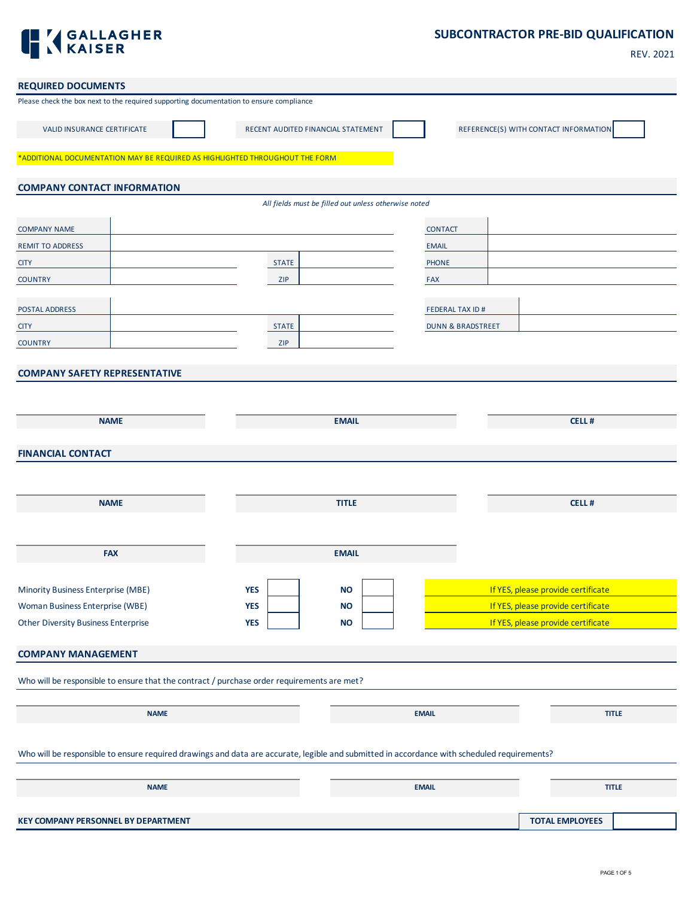# SUBCONTRACTOR PRE-BID QUALIFICATION

REV. 2021

## REQUIRED DOCUMENTS

Please check the box next to the required supporting documentation to ensure compliance

| VALID INSURANCE CERTIFICATE | | RECENT AUDITED FINANCIAL STATEMENT | | REFERENCE(S) WITH CONTACT INFORMATION | |
|---|---|---|---|---|---|

*ADDITIONAL DOCUMENTATION MAY BE REQUIRED AS HIGHLIGHTED THROUGHOUT THE FORM

## COMPANY CONTACT INFORMATION

*All fields must be filled out unless otherwise noted*

| | | | | | |
|---|---|---|---|---|---|
| COMPANY NAME | | | | CONTACT | |
| REMIT TO ADDRESS | | | | EMAIL | |
| CITY | | STATE | | PHONE | |
| COUNTRY | | ZIP | | FAX | |

| | | | | | |
|---|---|---|---|---|---|
| POSTAL ADDRESS | | | | FEDERAL TAX ID # | |
| CITY | | STATE | | DUNN & BRADSTREET | |
| COUNTRY | | ZIP | | | |

## COMPANY SAFETY REPRESENTATIVE

| NAME | EMAIL | CELL # |
|---|---|---|
| | | |

## FINANCIAL CONTACT

| NAME | TITLE | CELL # |
|---|---|---|
| | | |

| FAX | EMAIL |
|---|---|
| | |

| | | | | | |
|---|---|---|---|---|---|
| Minority Business Enterprise (MBE) | YES | | NO | | If YES, please provide certificate |
| Woman Business Enterprise (WBE) | YES | | NO | | If YES, please provide certificate |
| Other Diversity Business Enterprise | YES | | NO | | If YES, please provide certificate |

## COMPANY MANAGEMENT

Who will be responsible to ensure that the contract / purchase order requirements are met?

| NAME | EMAIL | TITLE |
|---|---|---|
| | | |

Who will be responsible to ensure required drawings and data are accurate, legible and submitted in accordance with scheduled requirements?

| NAME | EMAIL | TITLE |
|---|---|---|
| | | |

## KEY COMPANY PERSONNEL BY DEPARTMENT

| TOTAL EMPLOYEES | |
|---|---|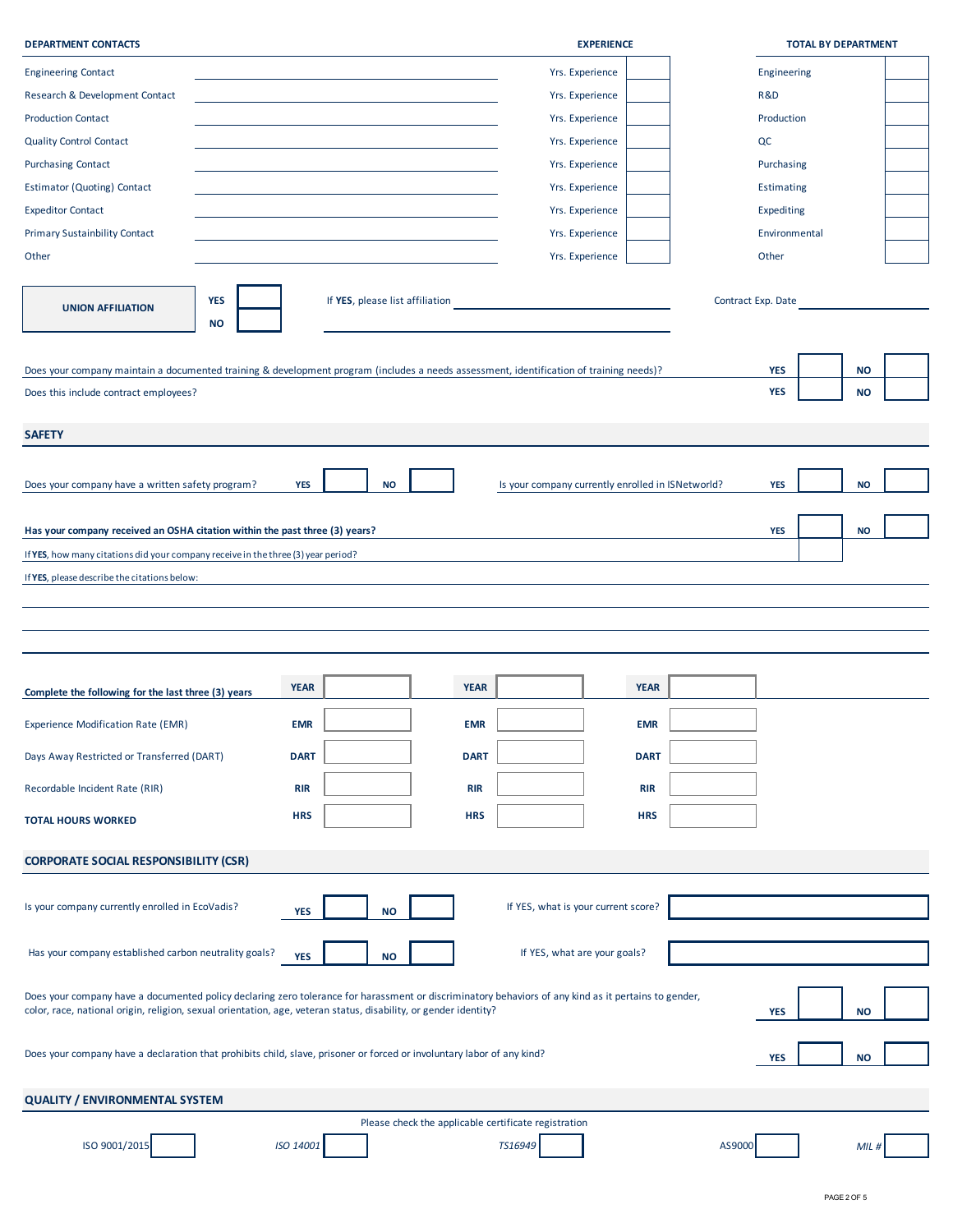| DEPARTMENT CONTACTS | | EXPERIENCE | | TOTAL BY DEPARTMENT | |
|---|---|---|---|---|---|
| Engineering Contact | | Yrs. Experience | | Engineering | |
| Research & Development Contact | | Yrs. Experience | | R&D | |
| Production Contact | | Yrs. Experience | | Production | |
| Quality Control Contact | | Yrs. Experience | | QC | |
| Purchasing Contact | | Yrs. Experience | | Purchasing | |
| Estimator (Quoting) Contact | | Yrs. Experience | | Estimating | |
| Expeditor Contact | | Yrs. Experience | | Expediting | |
| Primary Sustainbility Contact | | Yrs. Experience | | Environmental | |
| Other | | Yrs. Experience | | Other | |

| UNION AFFILIATION | | |
|---|---|---|
| YES ☐ | If **YES**, please list affiliation ______________________ | Contract Exp. Date ______________ |
| NO ☐ | ______________________ | |

| | | |
|---|---|---|
| Does your company maintain a documented training & development program (includes a needs assessment, identification of training needs)? | **YES** ☐ | **NO** ☐ |
| Does this include contract employees? | **YES** ☐ | **NO** ☐ |

## SAFETY

Does your company have a written safety program? **YES** ☐ **NO** ☐

Is your company currently enrolled in ISNetworld? **YES** ☐ **NO** ☐

**Has your company received an OSHA citation within the past three (3) years?** **YES** ☐ **NO** ☐

If **YES**, how many citations did your company receive in the three (3) year period? ☐

If **YES**, please describe the citations below:

______________________________________________________________________

______________________________________________________________________

______________________________________________________________________

| **Complete the following for the last three (3) years** | **YEAR** | | **YEAR** | | **YEAR** | |
|---|---|---|---|---|---|---|
| Experience Modification Rate (EMR) | **EMR** | | **EMR** | | **EMR** | |
| Days Away Restricted or Transferred (DART) | **DART** | | **DART** | | **DART** | |
| Recordable Incident Rate (RIR) | **RIR** | | **RIR** | | **RIR** | |
| **TOTAL HOURS WORKED** | **HRS** | | **HRS** | | **HRS** | |

## CORPORATE SOCIAL RESPONSIBILITY (CSR)

Is your company currently enrolled in EcoVadis? **YES** ☐ **NO** ☐ If YES, what is your current score? ______________

Has your company established carbon neutrality goals? **YES** ☐ **NO** ☐ If YES, what are your goals? ______________

Does your company have a documented policy declaring zero tolerance for harassment or discriminatory behaviors of any kind as it pertains to gender, color, race, national origin, religion, sexual orientation, age, veteran status, disability, or gender identity? **YES** ☐ **NO** ☐

Does your company have a declaration that prohibits child, slave, prisoner or forced or involuntary labor of any kind? **YES** ☐ **NO** ☐

## QUALITY / ENVIRONMENTAL SYSTEM

Please check the applicable certificate registration

ISO 9001/2015 ☐ *ISO 14001* ☐ *TS16949* ☐ AS9000 ☐ *MIL #* ☐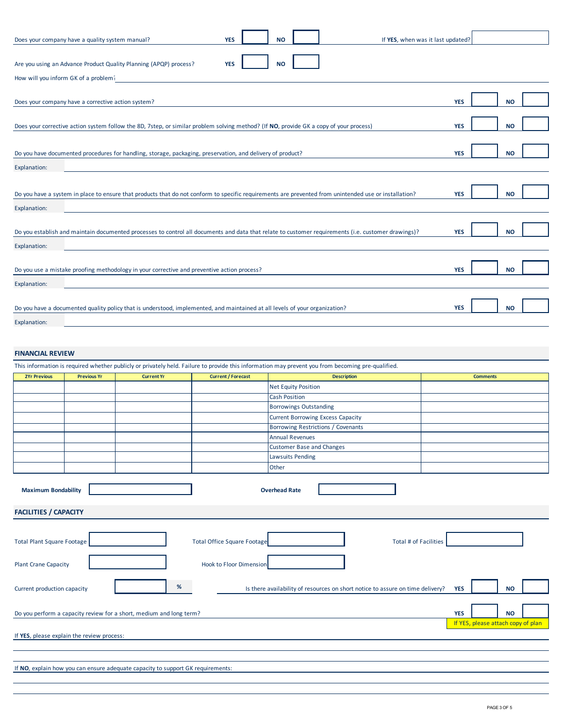Does your company have a quality system manual? **YES** ☐ **NO** ☐ If **YES**, when was it last updated? ________

Are you using an Advance Product Quality Planning (APQP) process? **YES** ☐ **NO** ☐

How will you inform GK of a problem? ________

Does your company have a corrective action system? **YES** ☐ **NO** ☐

Does your corrective action system follow the 8D, 7step, or similar problem solving method? (If **NO**, provide GK a copy of your process) **YES** ☐ **NO** ☐

Do you have documented procedures for handling, storage, packaging, preservation, and delivery of product? **YES** ☐ **NO** ☐

Explanation: ________

Do you have a system in place to ensure that products that do not conform to specific requirements are prevented from unintended use or installation? **YES** ☐ **NO** ☐

Explanation: ________

Do you establish and maintain documented processes to control all documents and data that relate to customer requirements (i.e. customer drawings)? **YES** ☐ **NO** ☐

Explanation: ________

Do you use a mistake proofing methodology in your corrective and preventive action process? **YES** ☐ **NO** ☐

Explanation: ________

Do you have a documented quality policy that is understood, implemented, and maintained at all levels of your organization? **YES** ☐ **NO** ☐

Explanation: ________

## FINANCIAL REVIEW

This information is required whether publicly or privately held. Failure to provide this information may prevent you from becoming pre-qualified.

| 2Yr Previous | Previous Yr | Current Yr | Current / Forecast | Description | Comments |
|---|---|---|---|---|---|
| | | | | Net Equity Position | |
| | | | | Cash Position | |
| | | | | Borrowings Outstanding | |
| | | | | Current Borrowing Excess Capacity | |
| | | | | Borrowing Restrictions / Covenants | |
| | | | | Annual Revenues | |
| | | | | Customer Base and Changes | |
| | | | | Lawsuits Pending | |
| | | | | Other | |

**Maximum Bondability** ________ **Overhead Rate** ________

## FACILITIES / CAPACITY

Total Plant Square Footage ________ Total Office Square Footage ________ Total # of Facilities ________

Plant Crane Capacity ________ Hook to Floor Dimension ________

Current production capacity ________ % Is there availability of resources on short notice to assure on time delivery? **YES** ☐ **NO** ☐

Do you perform a capacity review for a short, medium and long term? **YES** ☐ **NO** ☐

If YES, please attach copy of plan

If **YES**, please explain the review process:

________

If **NO**, explain how you can ensure adequate capacity to support GK requirements:

________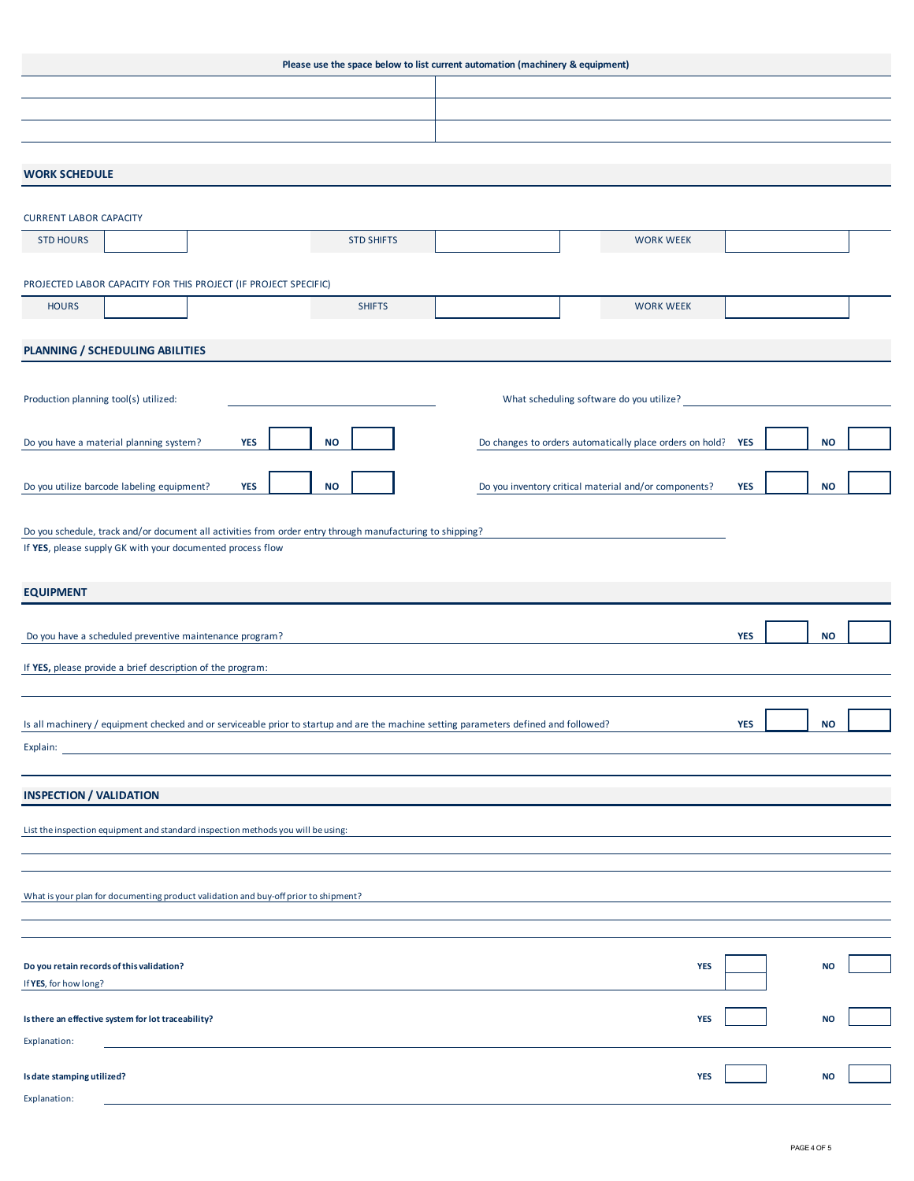| Please use the space below to list current automation (machinery & equipment) | |
|---|---|
| | |
| | |
| | |

## WORK SCHEDULE

CURRENT LABOR CAPACITY

| STD HOURS | | STD SHIFTS | | WORK WEEK | |
|---|---|---|---|---|---|

PROJECTED LABOR CAPACITY FOR THIS PROJECT (IF PROJECT SPECIFIC)

| HOURS | | SHIFTS | | WORK WEEK | |
|---|---|---|---|---|---|

## PLANNING / SCHEDULING ABILITIES

Production planning tool(s) utilized: ____________________

What scheduling software do you utilize? ____________________

Do you have a material planning system? **YES** ☐ **NO** ☐

Do changes to orders automatically place orders on hold? **YES** ☐ **NO** ☐

Do you utilize barcode labeling equipment? **YES** ☐ **NO** ☐

Do you inventory critical material and/or components? **YES** ☐ **NO** ☐

Do you schedule, track and/or document all activities from order entry through manufacturing to shipping? ____________________

If **YES**, please supply GK with your documented process flow

## EQUIPMENT

Do you have a scheduled preventive maintenance program? **YES** ☐ **NO** ☐

If **YES,** please provide a brief description of the program: ____________________

Is all machinery / equipment checked and or serviceable prior to startup and are the machine setting parameters defined and followed? **YES** ☐ **NO** ☐

Explain: ____________________

## INSPECTION / VALIDATION

List the inspection equipment and standard inspection methods you will be using: ____________________

What is your plan for documenting product validation and buy-off prior to shipment? ____________________

**Do you retain records of this validation?** **YES** ☐ **NO** ☐

If **YES**, for how long? ☐

**Is there an effective system for lot traceability?** **YES** ☐ **NO** ☐

Explanation: ____________________

**Is date stamping utilized?** **YES** ☐ **NO** ☐

Explanation: ____________________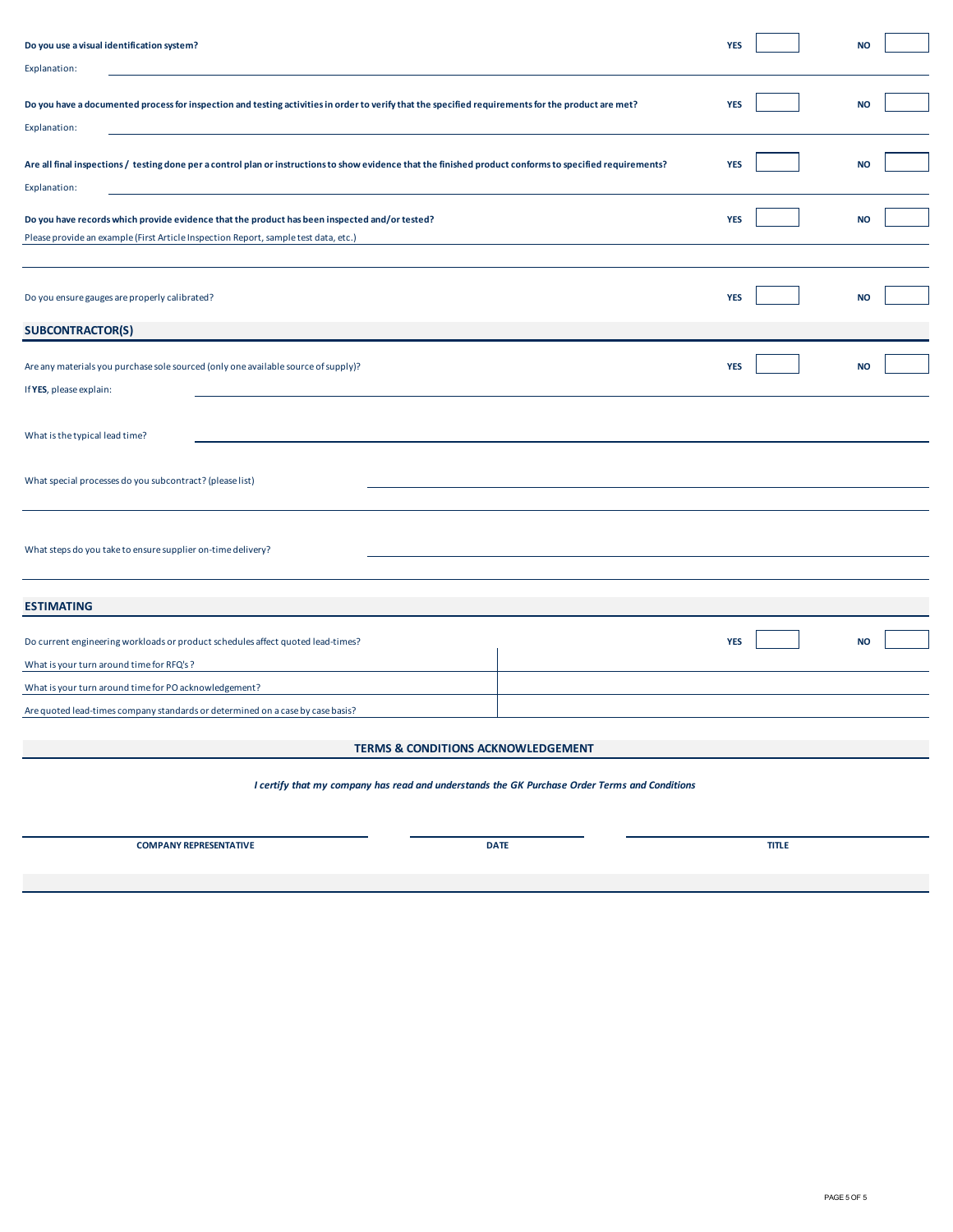**Do you use a visual identification system?** YES ☐ NO ☐

Explanation:

**Do you have a documented process for inspection and testing activities in order to verify that the specified requirements for the product are met?** YES ☐ NO ☐

Explanation:

**Are all final inspections / testing done per a control plan or instructions to show evidence that the finished product conforms to specified requirements?** YES ☐ NO ☐

Explanation:

**Do you have records which provide evidence that the product has been inspected and/or tested?** YES ☐ NO ☐

Please provide an example (First Article Inspection Report, sample test data, etc.)

Do you ensure gauges are properly calibrated? YES ☐ NO ☐

## SUBCONTRACTOR(S)

Are any materials you purchase sole sourced (only one available source of supply)? YES ☐ NO ☐

If **YES**, please explain:

What is the typical lead time?

What special processes do you subcontract? (please list)

What steps do you take to ensure supplier on-time delivery?

## ESTIMATING

Do current engineering workloads or product schedules affect quoted lead-times? YES ☐ NO ☐

| | |
|---|---|
| What is your turn around time for RFQ's? | |
| What is your turn around time for PO acknowledgement? | |
| Are quoted lead-times company standards or determined on a case by case basis? | |

## TERMS & CONDITIONS ACKNOWLEDGEMENT

***I certify that my company has read and understands the GK Purchase Order Terms and Conditions***

| **COMPANY REPRESENTATIVE** | **DATE** | **TITLE** |
|---|---|---|
| | | |